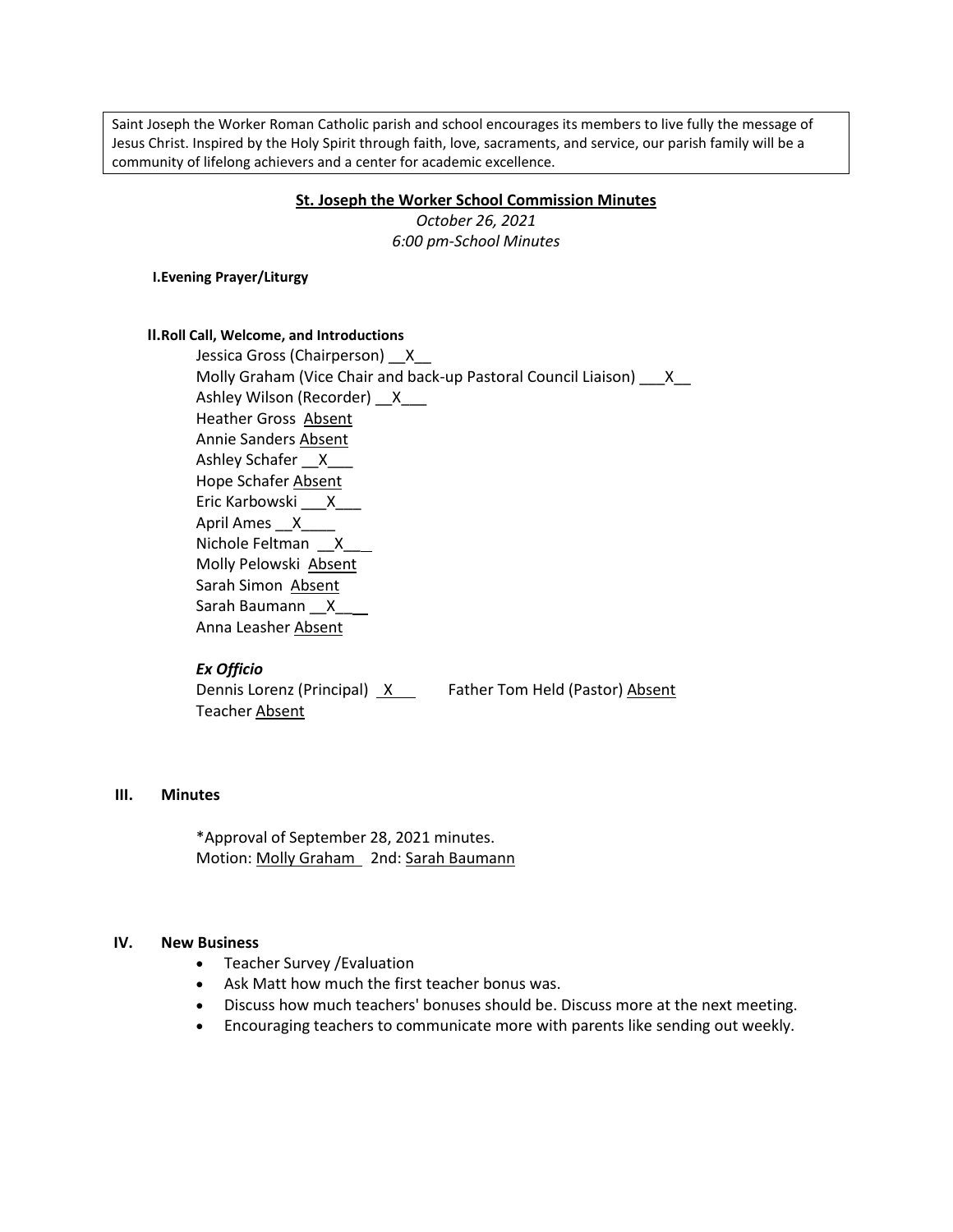Saint Joseph the Worker Roman Catholic parish and school encourages its members to live fully the message of Jesus Christ. Inspired by the Holy Spirit through faith, love, sacraments, and service, our parish family will be a community of lifelong achievers and a center for academic excellence.

## St. Joseph the Worker School Commission Minutes

*October 26, 2021*

*6:00 pm-School Minutes*

**I.Evening Prayer/Liturgy**

**II.Roll Call, Welcome, and Introductions**

Jessica Gross (Chairperson) __X__
Molly Graham (Vice Chair and back-up Pastoral Council Liaison) ___X__
Ashley Wilson (Recorder) __X___
Heather Gross Absent
Annie Sanders Absent
Ashley Schafer __X___
Hope Schafer Absent
Eric Karbowski ___X___
April Ames __X____
Nichole Feltman __X___
Molly Pelowski Absent
Sarah Simon Absent
Sarah Baumann __X___
Anna Leasher Absent

***Ex Officio***

Dennis Lorenz (Principal) X     Father Tom Held (Pastor) Absent
Teacher Absent

### III. Minutes

*Approval of September 28, 2021 minutes.
Motion: Molly Graham 2nd: Sarah Baumann

### IV. New Business

- Teacher Survey /Evaluation
- Ask Matt how much the first teacher bonus was.
- Discuss how much teachers' bonuses should be. Discuss more at the next meeting.
- Encouraging teachers to communicate more with parents like sending out weekly.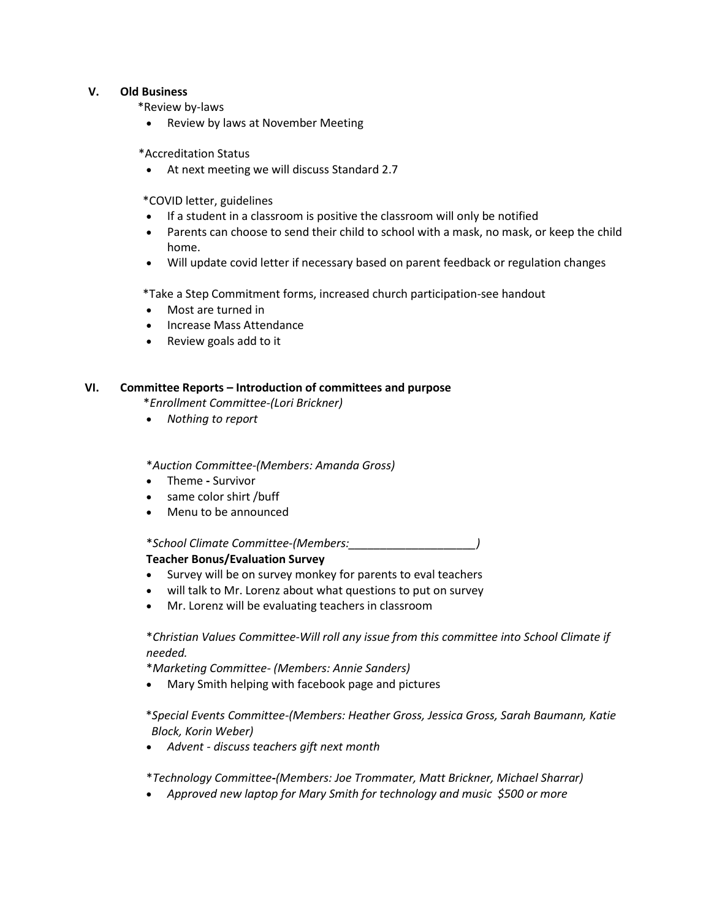## V. Old Business

*Review by-laws

- Review by laws at November Meeting

*Accreditation Status

- At next meeting we will discuss Standard 2.7

*COVID letter, guidelines

- If a student in a classroom is positive the classroom will only be notified
- Parents can choose to send their child to school with a mask, no mask, or keep the child home.
- Will update covid letter if necessary based on parent feedback or regulation changes

*Take a Step Commitment forms, increased church participation-see handout

- Most are turned in
- Increase Mass Attendance
- Review goals add to it

## VI. Committee Reports – Introduction of committees and purpose

**Enrollment Committee-(Lori Brickner)*

- *Nothing to report*

**Auction Committee-(Members: Amanda Gross)*

- Theme **-** Survivor
- same color shirt /buff
- Menu to be announced

**School Climate Committee-(Members:____________________)*

**Teacher Bonus/Evaluation Survey**

- Survey will be on survey monkey for parents to eval teachers
- will talk to Mr. Lorenz about what questions to put on survey
- Mr. Lorenz will be evaluating teachers in classroom

**Christian Values Committee-Will roll any issue from this committee into School Climate if needed.*

**Marketing Committee- (Members: Annie Sanders)*

- Mary Smith helping with facebook page and pictures

**Special Events Committee-(Members: Heather Gross, Jessica Gross, Sarah Baumann, Katie Block, Korin Weber)*

- *Advent - discuss teachers gift next month*

**Technology Committee-(Members: Joe Trommater, Matt Brickner, Michael Sharrar)*

- *Approved new laptop for Mary Smith for technology and music $500 or more*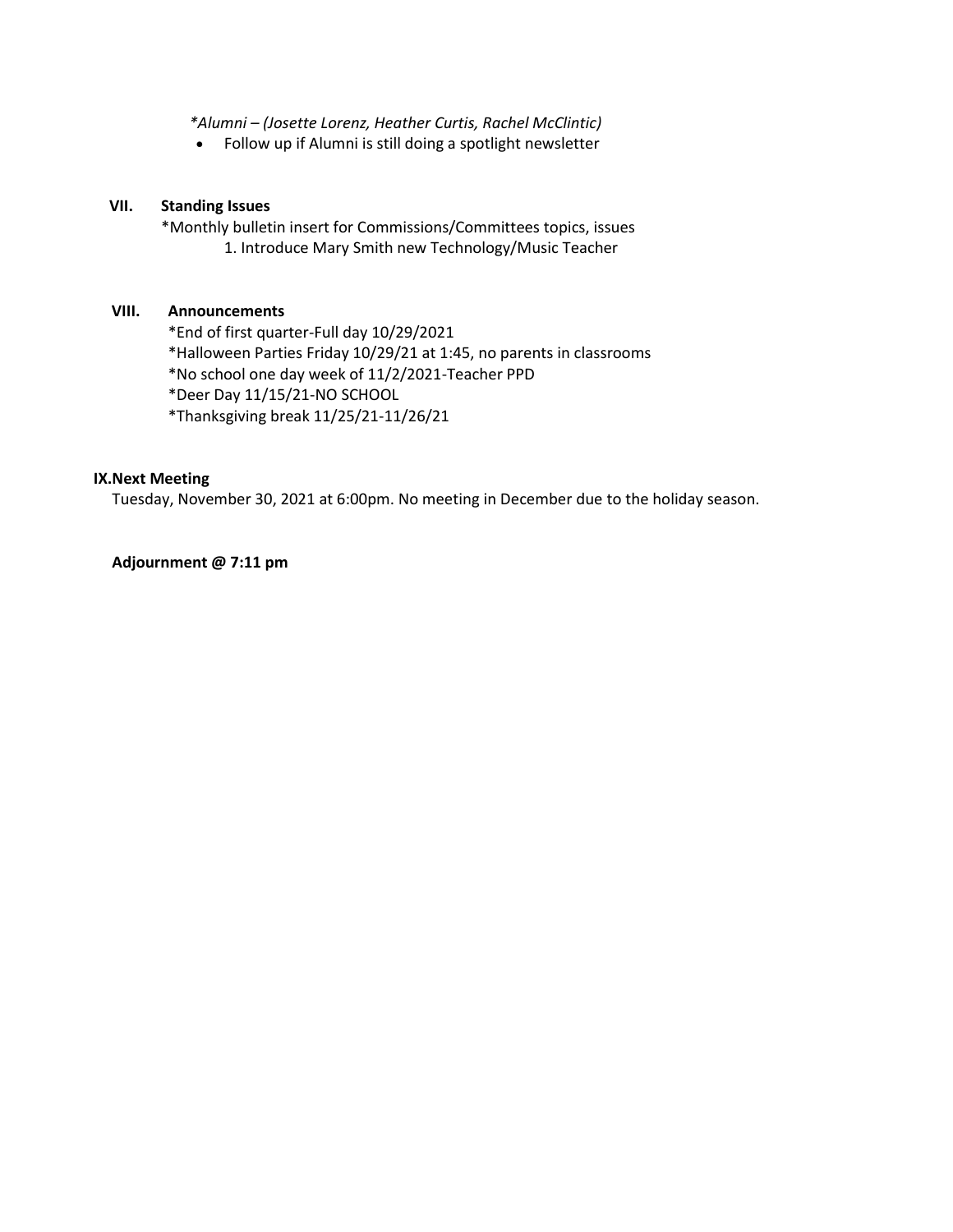*\*Alumni – (Josette Lorenz, Heather Curtis, Rachel McClintic)*

- Follow up if Alumni is still doing a spotlight newsletter

## VII. Standing Issues

*Monthly bulletin insert for Commissions/Committees topics, issues

1. Introduce Mary Smith new Technology/Music Teacher

## VIII. Announcements

*End of first quarter-Full day 10/29/2021
*Halloween Parties Friday 10/29/21 at 1:45, no parents in classrooms
*No school one day week of 11/2/2021-Teacher PPD
*Deer Day 11/15/21-NO SCHOOL
*Thanksgiving break 11/25/21-11/26/21

## IX. Next Meeting

Tuesday, November 30, 2021 at 6:00pm. No meeting in December due to the holiday season.

**Adjournment @ 7:11 pm**